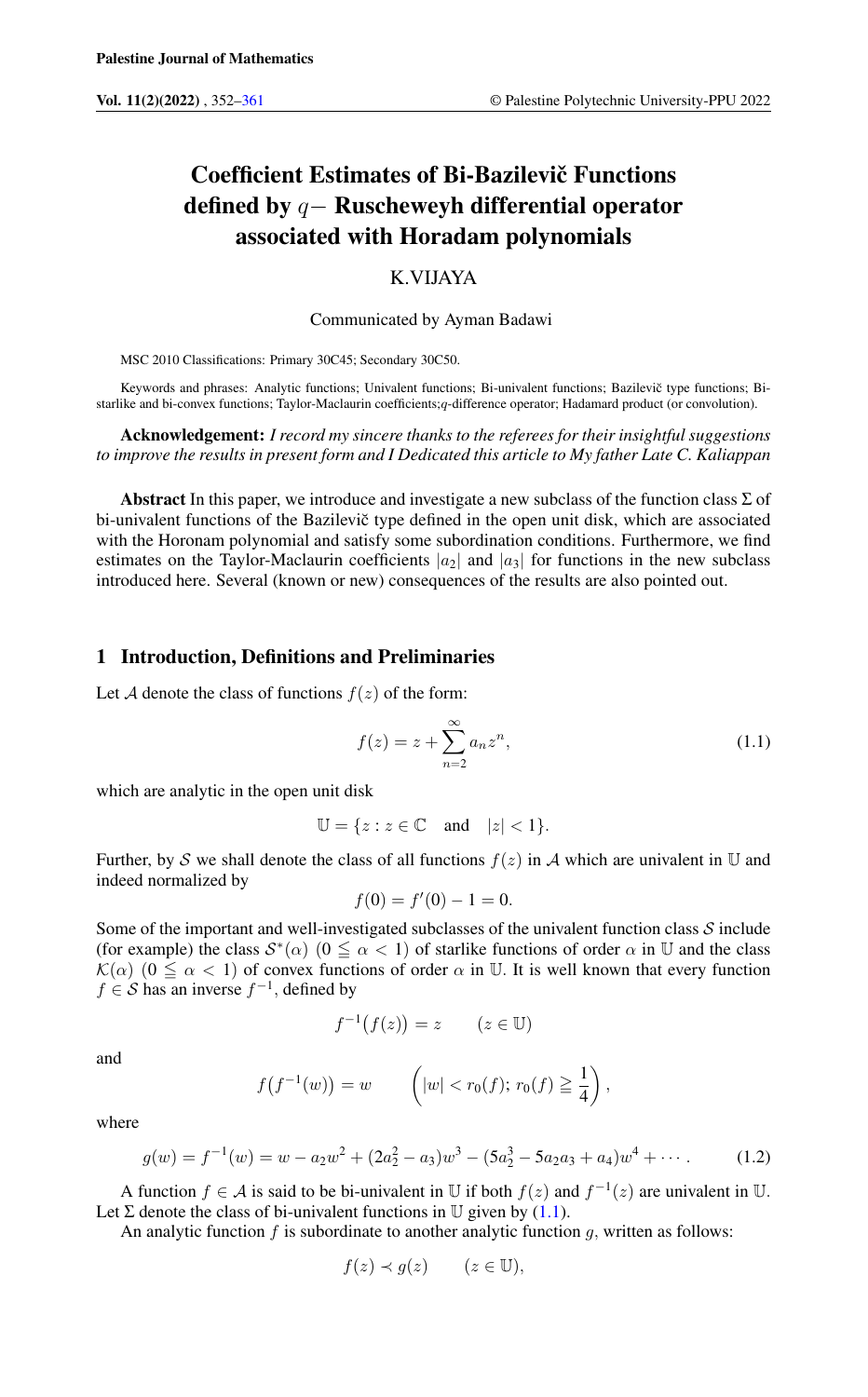# Coefficient Estimates of Bi-Bazilevič Functions defined by $q-$ Ruscheweyh differential operator associated with Horadam polynomials

K.VIJAYA

Communicated by Ayman Badawi

MSC 2010 Classifications: Primary 30C45; Secondary 30C50.

Keywords and phrases: Analytic functions; Univalent functions; Bi-univalent functions; Bazilevič type functions; Bi-starlike and bi-convex functions; Taylor-Maclaurin coefficients;$q$-difference operator; Hadamard product (or convolution).

**Acknowledgement:** *I record my sincere thanks to the referees for their insightful suggestions to improve the results in present form and I Dedicated this article to My father Late C. Kaliappan*

**Abstract** In this paper, we introduce and investigate a new subclass of the function class $\Sigma$ of bi-univalent functions of the Bazilevič type defined in the open unit disk, which are associated with the Horonam polynomial and satisfy some subordination conditions. Furthermore, we find estimates on the Taylor-Maclaurin coefficients $|a_2|$ and $|a_3|$ for functions in the new subclass introduced here. Several (known or new) consequences of the results are also pointed out.

## 1 Introduction, Definitions and Preliminaries

Let $\mathcal{A}$ denote the class of functions $f(z)$ of the form:

$$f(z) = z + \sum_{n=2}^{\infty} a_n z^n, \tag{1.1}$$

which are analytic in the open unit disk

$$\mathbb{U} = \{z : z \in \mathbb{C} \quad \text{and} \quad |z| < 1\}.$$

Further, by $\mathcal{S}$ we shall denote the class of all functions $f(z)$ in $\mathcal{A}$ which are univalent in $\mathbb{U}$ and indeed normalized by

$$f(0) = f'(0) - 1 = 0.$$

Some of the important and well-investigated subclasses of the univalent function class $\mathcal{S}$ include (for example) the class $\mathcal{S}^*(\alpha)$ $(0 \leqq \alpha < 1)$ of starlike functions of order $\alpha$ in $\mathbb{U}$ and the class $\mathcal{K}(\alpha)$ $(0 \leqq \alpha < 1)$ of convex functions of order $\alpha$ in $\mathbb{U}$. It is well known that every function $f \in \mathcal{S}$ has an inverse $f^{-1}$, defined by

$$f^{-1}\big(f(z)\big) = z \qquad (z \in \mathbb{U})$$

and

$$f\big(f^{-1}(w)\big) = w \qquad \left(|w| < r_0(f);\, r_0(f) \geqq \frac{1}{4}\right),$$

where

$$g(w) = f^{-1}(w) = w - a_2 w^2 + (2a_2^2 - a_3)w^3 - (5a_2^3 - 5a_2 a_3 + a_4)w^4 + \cdots. \tag{1.2}$$

A function $f \in \mathcal{A}$ is said to be bi-univalent in $\mathbb{U}$ if both $f(z)$ and $f^{-1}(z)$ are univalent in $\mathbb{U}$. Let $\Sigma$ denote the class of bi-univalent functions in $\mathbb{U}$ given by (1.1).

An analytic function $f$ is subordinate to another analytic function $g$, written as follows:

$$f(z) \prec g(z) \qquad (z \in \mathbb{U}),$$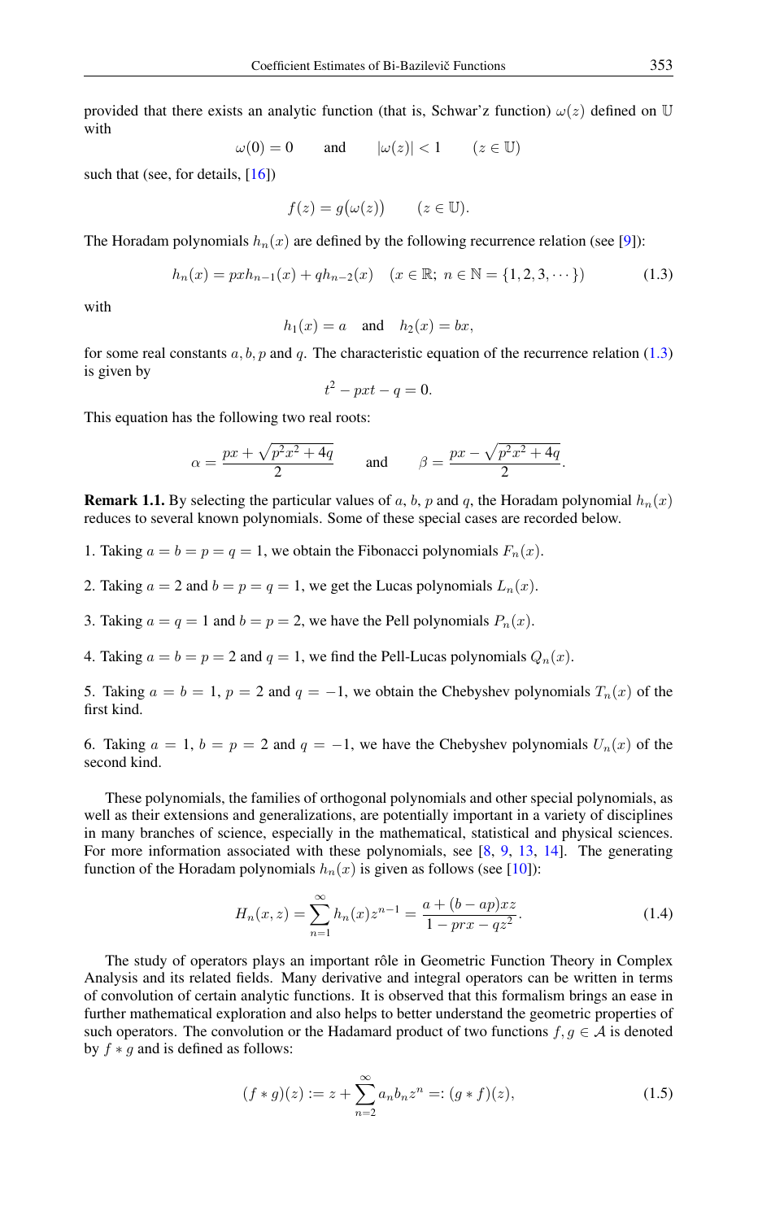provided that there exists an analytic function (that is, Schwar'z function) $\omega(z)$ defined on $\mathbb{U}$ with

$$\omega(0) = 0 \qquad \text{and} \qquad |\omega(z)| < 1 \qquad (z \in \mathbb{U})$$

such that (see, for details, [16])

$$f(z) = g\big(\omega(z)\big) \qquad (z \in \mathbb{U}).$$

The Horadam polynomials $h_n(x)$ are defined by the following recurrence relation (see [9]):

$$h_n(x) = pxh_{n-1}(x) + qh_{n-2}(x) \quad (x \in \mathbb{R};\ n \in \mathbb{N} = \{1, 2, 3, \cdots\}) \tag{1.3}$$

with

$$h_1(x) = a \quad \text{and} \quad h_2(x) = bx,$$

for some real constants $a, b, p$ and $q$. The characteristic equation of the recurrence relation (1.3) is given by

$$t^2 - pxt - q = 0.$$

This equation has the following two real roots:

$$\alpha = \frac{px + \sqrt{p^2x^2 + 4q}}{2} \qquad \text{and} \qquad \beta = \frac{px - \sqrt{p^2x^2 + 4q}}{2}.$$

**Remark 1.1.** By selecting the particular values of $a$, $b$, $p$ and $q$, the Horadam polynomial $h_n(x)$ reduces to several known polynomials. Some of these special cases are recorded below.

1. Taking $a = b = p = q = 1$, we obtain the Fibonacci polynomials $F_n(x)$.

2. Taking $a = 2$ and $b = p = q = 1$, we get the Lucas polynomials $L_n(x)$.

3. Taking $a = q = 1$ and $b = p = 2$, we have the Pell polynomials $P_n(x)$.

4. Taking $a = b = p = 2$ and $q = 1$, we find the Pell-Lucas polynomials $Q_n(x)$.

5. Taking $a = b = 1$, $p = 2$ and $q = -1$, we obtain the Chebyshev polynomials $T_n(x)$ of the first kind.

6. Taking $a = 1$, $b = p = 2$ and $q = -1$, we have the Chebyshev polynomials $U_n(x)$ of the second kind.

These polynomials, the families of orthogonal polynomials and other special polynomials, as well as their extensions and generalizations, are potentially important in a variety of disciplines in many branches of science, especially in the mathematical, statistical and physical sciences. For more information associated with these polynomials, see [8, 9, 13, 14]. The generating function of the Horadam polynomials $h_n(x)$ is given as follows (see [10]):

$$H_n(x, z) = \sum_{n=1}^{\infty} h_n(x) z^{n-1} = \frac{a + (b - ap)xz}{1 - prx - qz^2}. \tag{1.4}$$

The study of operators plays an important rôle in Geometric Function Theory in Complex Analysis and its related fields. Many derivative and integral operators can be written in terms of convolution of certain analytic functions. It is observed that this formalism brings an ease in further mathematical exploration and also helps to better understand the geometric properties of such operators. The convolution or the Hadamard product of two functions $f, g \in \mathcal{A}$ is denoted by $f * g$ and is defined as follows:

$$(f * g)(z) := z + \sum_{n=2}^{\infty} a_n b_n z^n =: (g * f)(z), \tag{1.5}$$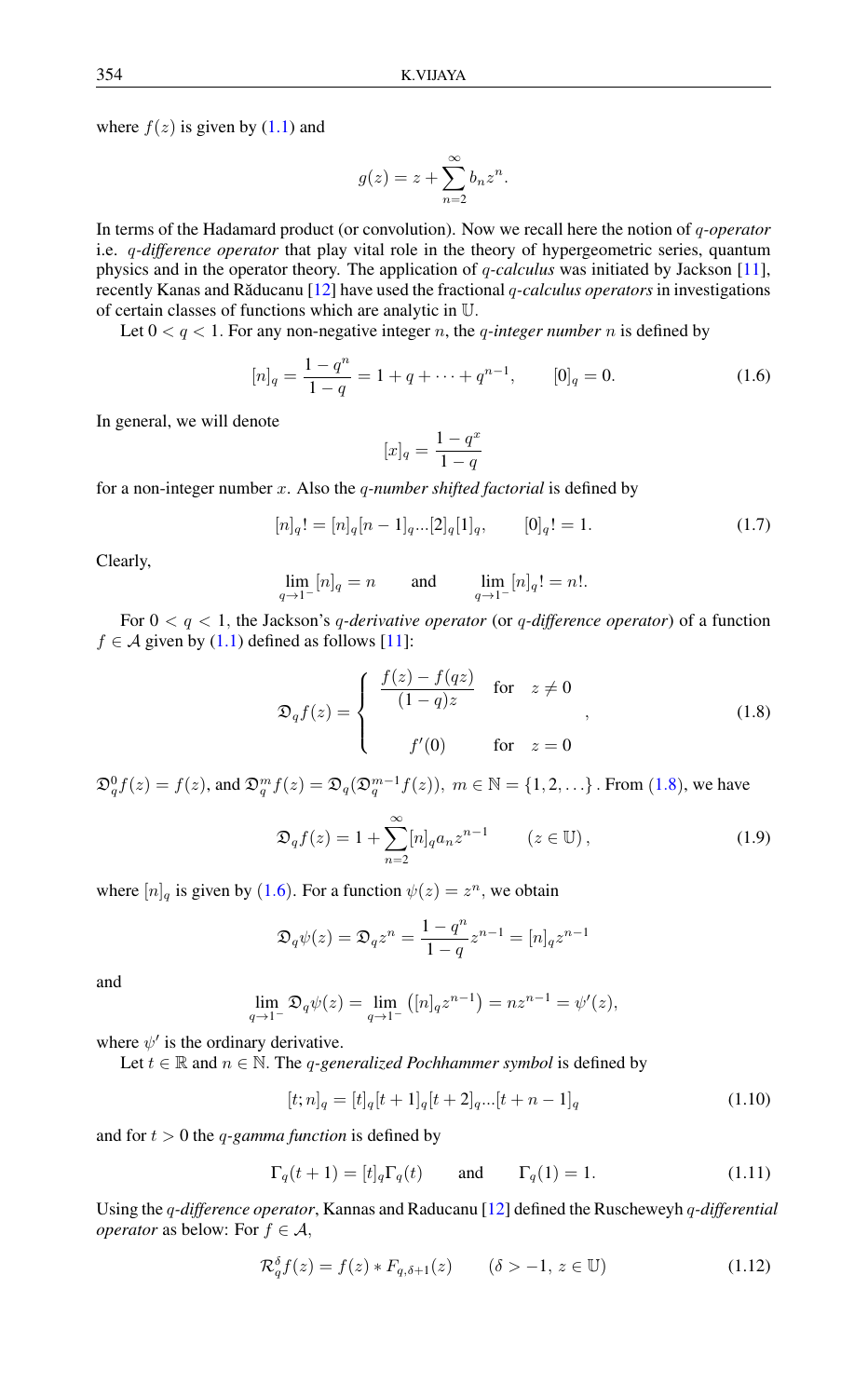where $f(z)$ is given by (1.1) and

$$g(z) = z + \sum_{n=2}^{\infty} b_n z^n.$$

In terms of the Hadamard product (or convolution). Now we recall here the notion of *q-operator* i.e. *q-difference operator* that play vital role in the theory of hypergeometric series, quantum physics and in the operator theory. The application of *q-calculus* was initiated by Jackson [11], recently Kanas and Răducanu [12] have used the fractional *q-calculus operators* in investigations of certain classes of functions which are analytic in $\mathbb{U}$.

Let $0 < q < 1$. For any non-negative integer $n$, the *q-integer number* $n$ is defined by

$$[n]_q = \frac{1-q^n}{1-q} = 1 + q + \cdots + q^{n-1}, \qquad [0]_q = 0. \tag{1.6}$$

In general, we will denote

$$[x]_q = \frac{1-q^x}{1-q}$$

for a non-integer number $x$. Also the *q-number shifted factorial* is defined by

$$[n]_q! = [n]_q[n-1]_q...[2]_q[1]_q, \qquad [0]_q! = 1. \tag{1.7}$$

Clearly,

$$\lim_{q \to 1^-} [n]_q = n \qquad \text{and} \qquad \lim_{q \to 1^-} [n]_q! = n!.$$

For $0 < q < 1$, the Jackson's *q-derivative operator* (or *q-difference operator*) of a function $f \in \mathcal{A}$ given by (1.1) defined as follows [11]:

$$\mathfrak{D}_q f(z) = \begin{cases} \dfrac{f(z) - f(qz)}{(1-q)z} & \text{for} \quad z \neq 0 \\ \\ f'(0) & \text{for} \quad z = 0 \end{cases}, \tag{1.8}$$

$\mathfrak{D}_q^0 f(z) = f(z)$, and $\mathfrak{D}_q^m f(z) = \mathfrak{D}_q(\mathfrak{D}_q^{m-1} f(z)),\ m \in \mathbb{N} = \{1, 2, \ldots\}$. From (1.8), we have

$$\mathfrak{D}_q f(z) = 1 + \sum_{n=2}^{\infty} [n]_q a_n z^{n-1} \qquad (z \in \mathbb{U}), \tag{1.9}$$

where $[n]_q$ is given by (1.6). For a function $\psi(z) = z^n$, we obtain

$$\mathfrak{D}_q \psi(z) = \mathfrak{D}_q z^n = \frac{1-q^n}{1-q} z^{n-1} = [n]_q z^{n-1}$$

and

$$\lim_{q \to 1^-} \mathfrak{D}_q \psi(z) = \lim_{q \to 1^-} \left([n]_q z^{n-1}\right) = n z^{n-1} = \psi'(z),$$

where $\psi'$ is the ordinary derivative.

Let $t \in \mathbb{R}$ and $n \in \mathbb{N}$. The *q-generalized Pochhammer symbol* is defined by

$$[t; n]_q = [t]_q [t+1]_q [t+2]_q ... [t+n-1]_q \tag{1.10}$$

and for $t > 0$ the *q-gamma function* is defined by

$$\Gamma_q(t+1) = [t]_q \Gamma_q(t) \qquad \text{and} \qquad \Gamma_q(1) = 1. \tag{1.11}$$

Using the *q-difference operator*, Kannas and Raducanu [12] defined the Ruscheweyh *q-differential operator* as below: For $f \in \mathcal{A}$,

$$\mathcal{R}_q^{\delta} f(z) = f(z) * F_{q,\delta+1}(z) \qquad (\delta > -1,\ z \in \mathbb{U}) \tag{1.12}$$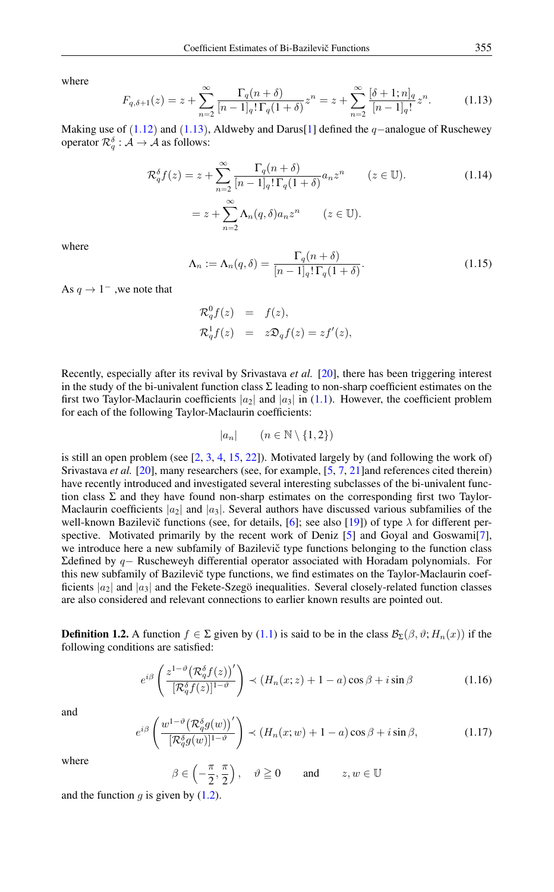where

$$F_{q,\delta+1}(z) = z + \sum_{n=2}^{\infty} \frac{\Gamma_q(n+\delta)}{[n-1]_q!\,\Gamma_q(1+\delta)} z^n = z + \sum_{n=2}^{\infty} \frac{[\delta+1;n]_q}{[n-1]_q!} z^n. \tag{1.13}$$

Making use of (1.12) and (1.13), Aldweby and Darus[1] defined the $q-$analogue of Ruschewey operator $\mathcal{R}_q^\delta : \mathcal{A} \to \mathcal{A}$ as follows:

$$\begin{aligned}
\mathcal{R}_q^\delta f(z) &= z + \sum_{n=2}^{\infty} \frac{\Gamma_q(n+\delta)}{[n-1]_q!\,\Gamma_q(1+\delta)} a_n z^n \qquad (z \in \mathbb{U}). \qquad (1.14)\\
&= z + \sum_{n=2}^{\infty} \Lambda_n(q,\delta) a_n z^n \qquad (z \in \mathbb{U}).
\end{aligned}$$

where

$$\Lambda_n := \Lambda_n(q,\delta) = \frac{\Gamma_q(n+\delta)}{[n-1]_q!\,\Gamma_q(1+\delta)}. \tag{1.15}$$

As $q \to 1^-$ ,we note that

$$\begin{aligned}
\mathcal{R}_q^0 f(z) &= f(z),\\
\mathcal{R}_q^1 f(z) &= z\mathfrak{D}_q f(z) = zf'(z),
\end{aligned}$$

Recently, especially after its revival by Srivastava *et al.* [20], there has been triggering interest in the study of the bi-univalent function class $\Sigma$ leading to non-sharp coefficient estimates on the first two Taylor-Maclaurin coefficients $|a_2|$ and $|a_3|$ in (1.1). However, the coefficient problem for each of the following Taylor-Maclaurin coefficients:

$$|a_n| \qquad (n \in \mathbb{N} \setminus \{1,2\})$$

is still an open problem (see [2, 3, 4, 15, 22]). Motivated largely by (and following the work of) Srivastava *et al.* [20], many researchers (see, for example, [5, 7, 21]and references cited therein) have recently introduced and investigated several interesting subclasses of the bi-univalent function class $\Sigma$ and they have found non-sharp estimates on the corresponding first two Taylor-Maclaurin coefficients $|a_2|$ and $|a_3|$. Several authors have discussed various subfamilies of the well-known Bazilevič functions (see, for details, [6]; see also [19]) of type $\lambda$ for different perspective. Motivated primarily by the recent work of Deniz [5] and Goyal and Goswami[7], we introduce here a new subfamily of Bazilevič type functions belonging to the function class $\Sigma$defined by $q-$ Ruscheweyh differential operator associated with Horadam polynomials. For this new subfamily of Bazilevič type functions, we find estimates on the Taylor-Maclaurin coefficients $|a_2|$ and $|a_3|$ and the Fekete-Szegö inequalities. Several closely-related function classes are also considered and relevant connections to earlier known results are pointed out.

**Definition 1.2.** A function $f \in \Sigma$ given by (1.1) is said to be in the class $\mathcal{B}_\Sigma(\beta, \vartheta; H_n(x))$ if the following conditions are satisfied:

$$e^{i\beta}\left(\frac{z^{1-\vartheta}\left(\mathcal{R}_q^\delta f(z)\right)'}{[\mathcal{R}_q^\delta f(z)]^{1-\vartheta}}\right) \prec (H_n(x;z) + 1 - a)\cos\beta + i\sin\beta \tag{1.16}$$

and

$$e^{i\beta}\left(\frac{w^{1-\vartheta}\left(\mathcal{R}_q^\delta g(w)\right)'}{[\mathcal{R}_q^\delta g(w)]^{1-\vartheta}}\right) \prec (H_n(x;w) + 1 - a)\cos\beta + i\sin\beta, \tag{1.17}$$

where

$$\beta \in \left(-\frac{\pi}{2}, \frac{\pi}{2}\right), \quad \vartheta \geqq 0 \qquad \text{and} \qquad z, w \in \mathbb{U}$$

and the function $g$ is given by (1.2).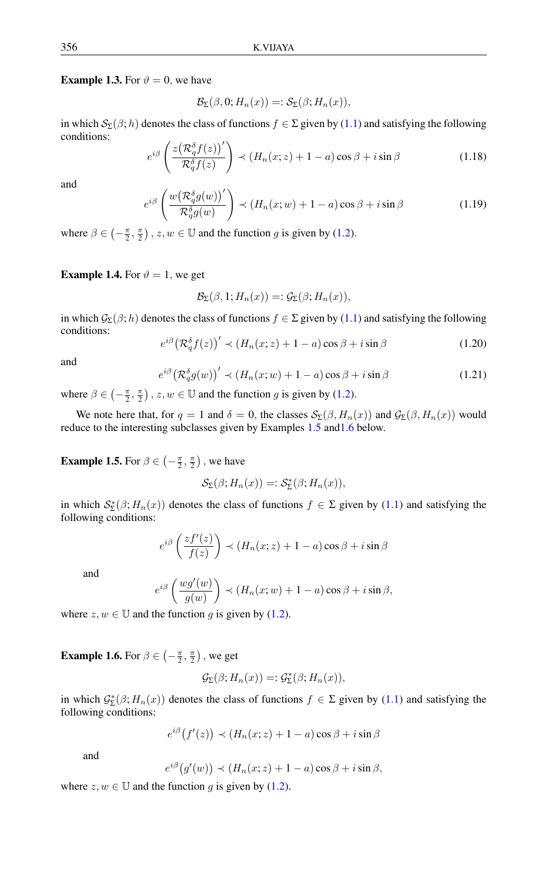**Example 1.3.** For $\vartheta = 0$, we have

$$\mathcal{B}_\Sigma(\beta, 0; H_n(x)) =: \mathcal{S}_\Sigma(\beta; H_n(x)),$$

in which $\mathcal{S}_\Sigma(\beta; h)$ denotes the class of functions $f \in \Sigma$ given by (1.1) and satisfying the following conditions:

$$e^{i\beta}\left(\frac{z\big(\mathcal{R}_q^\delta f(z)\big)'}{\mathcal{R}_q^\delta f(z)}\right) \prec (H_n(x;z) + 1 - a)\cos\beta + i\sin\beta \tag{1.18}$$

and

$$e^{i\beta}\left(\frac{w\big(\mathcal{R}_q^\delta g(w)\big)'}{\mathcal{R}_q^\delta g(w)}\right) \prec (H_n(x;w) + 1 - a)\cos\beta + i\sin\beta \tag{1.19}$$

where $\beta \in \left(-\frac{\pi}{2}, \frac{\pi}{2}\right)$, $z, w \in \mathbb{U}$ and the function $g$ is given by (1.2).

**Example 1.4.** For $\vartheta = 1$, we get

$$\mathcal{B}_\Sigma(\beta, 1; H_n(x)) =: \mathcal{G}_\Sigma(\beta; H_n(x)),$$

in which $\mathcal{G}_\Sigma(\beta; h)$ denotes the class of functions $f \in \Sigma$ given by (1.1) and satisfying the following conditions:

$$e^{i\beta}\big(\mathcal{R}_q^\delta f(z)\big)' \prec (H_n(x;z) + 1 - a)\cos\beta + i\sin\beta \tag{1.20}$$

and

$$e^{i\beta}\big(\mathcal{R}_q^\delta g(w)\big)' \prec (H_n(x;w) + 1 - a)\cos\beta + i\sin\beta \tag{1.21}$$

where $\beta \in \left(-\frac{\pi}{2}, \frac{\pi}{2}\right)$, $z, w \in \mathbb{U}$ and the function $g$ is given by (1.2).

We note here that, for $q = 1$ and $\delta = 0$, the classes $\mathcal{S}_\Sigma(\beta, H_n(x))$ and $\mathcal{G}_\Sigma(\beta, H_n(x))$ would reduce to the interesting subclasses given by Examples 1.5 and1.6 below.

**Example 1.5.** For $\beta \in \left(-\frac{\pi}{2}, \frac{\pi}{2}\right)$, we have

$$\mathcal{S}_\Sigma(\beta; H_n(x)) =: \mathcal{S}_\Sigma^*(\beta; H_n(x)),$$

in which $\mathcal{S}_\Sigma^*(\beta; H_n(x))$ denotes the class of functions $f \in \Sigma$ given by (1.1) and satisfying the following conditions:

$$e^{i\beta}\left(\frac{zf'(z)}{f(z)}\right) \prec (H_n(x;z) + 1 - a)\cos\beta + i\sin\beta$$

and

$$e^{i\beta}\left(\frac{wg'(w)}{g(w)}\right) \prec (H_n(x;w) + 1 - a)\cos\beta + i\sin\beta,$$

where $z, w \in \mathbb{U}$ and the function $g$ is given by (1.2).

**Example 1.6.** For $\beta \in \left(-\frac{\pi}{2}, \frac{\pi}{2}\right)$, we get

$$\mathcal{G}_\Sigma(\beta; H_n(x)) =: \mathcal{G}_\Sigma^*(\beta; H_n(x)),$$

in which $\mathcal{G}_\Sigma^*(\beta; H_n(x))$ denotes the class of functions $f \in \Sigma$ given by (1.1) and satisfying the following conditions:

$$e^{i\beta}\big(f'(z)\big) \prec (H_n(x;z) + 1 - a)\cos\beta + i\sin\beta$$

and

$$e^{i\beta}\big(g'(w)\big) \prec (H_n(x;z) + 1 - a)\cos\beta + i\sin\beta,$$

where $z, w \in \mathbb{U}$ and the function $g$ is given by (1.2).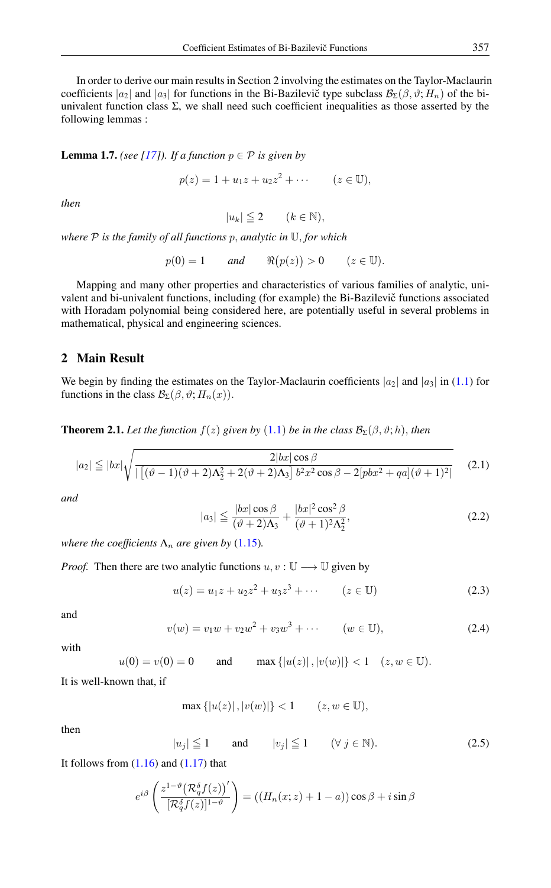In order to derive our main results in Section 2 involving the estimates on the Taylor-Maclaurin coefficients $|a_2|$ and $|a_3|$ for functions in the Bi-Bazilevič type subclass $\mathcal{B}_\Sigma(\beta, \vartheta; H_n)$ of the bi-univalent function class $\Sigma$, we shall need such coefficient inequalities as those asserted by the following lemmas :

**Lemma 1.7.** *(see [17]). If a function $p \in \mathcal{P}$ is given by*

$$p(z) = 1 + u_1 z + u_2 z^2 + \cdots \qquad (z \in \mathbb{U}),$$

*then*

$$|u_k| \leqq 2 \qquad (k \in \mathbb{N}),$$

*where $\mathcal{P}$ is the family of all functions $p$, analytic in $\mathbb{U}$, for which*

$$p(0) = 1 \qquad \text{and} \qquad \Re\big(p(z)\big) > 0 \qquad (z \in \mathbb{U}).$$

Mapping and many other properties and characteristics of various families of analytic, univalent and bi-univalent functions, including (for example) the Bi-Bazilevič functions associated with Horadam polynomial being considered here, are potentially useful in several problems in mathematical, physical and engineering sciences.

## 2 Main Result

We begin by finding the estimates on the Taylor-Maclaurin coefficients $|a_2|$ and $|a_3|$ in (1.1) for functions in the class $\mathcal{B}_\Sigma(\beta, \vartheta; H_n(x))$.

**Theorem 2.1.** *Let the function $f(z)$ given by (1.1) be in the class $\mathcal{B}_\Sigma(\beta, \vartheta; h)$, then*

$$|a_2| \leqq |bx| \sqrt{\frac{2|bx| \cos \beta}{\left| \left[ (\vartheta - 1)(\vartheta + 2)\Lambda_2^2 + 2(\vartheta + 2)\Lambda_3 \right] b^2 x^2 \cos \beta - 2[pbx^2 + qa](\vartheta + 1)^2 \right|}} \tag{2.1}$$

*and*

$$|a_3| \leqq \frac{|bx| \cos \beta}{(\vartheta + 2)\Lambda_3} + \frac{|bx|^2 \cos^2 \beta}{(\vartheta + 1)^2 \Lambda_2^2}, \tag{2.2}$$

*where the coefficients $\Lambda_n$ are given by (1.15).*

*Proof.* Then there are two analytic functions $u, v : \mathbb{U} \longrightarrow \mathbb{U}$ given by

$$u(z) = u_1 z + u_2 z^2 + u_3 z^3 + \cdots \qquad (z \in \mathbb{U}) \tag{2.3}$$

and

$$v(w) = v_1 w + v_2 w^2 + v_3 w^3 + \cdots \qquad (w \in \mathbb{U}), \tag{2.4}$$

with

$$u(0) = v(0) = 0 \qquad \text{and} \qquad \max\{|u(z)|, |v(w)|\} < 1 \quad (z, w \in \mathbb{U}).$$

It is well-known that, if

$$\max\{|u(z)|, |v(w)|\} < 1 \qquad (z, w \in \mathbb{U}),$$

then

$$|u_j| \leqq 1 \qquad \text{and} \qquad |v_j| \leqq 1 \qquad (\forall\, j \in \mathbb{N}). \tag{2.5}$$

It follows from (1.16) and (1.17) that

$$e^{i\beta} \left( \frac{z^{1-\vartheta} \big(\mathcal{R}_q^\delta f(z)\big)'}{[\mathcal{R}_q^\delta f(z)]^{1-\vartheta}} \right) = \big((H_n(x; z) + 1 - a)\big) \cos \beta + i \sin \beta$$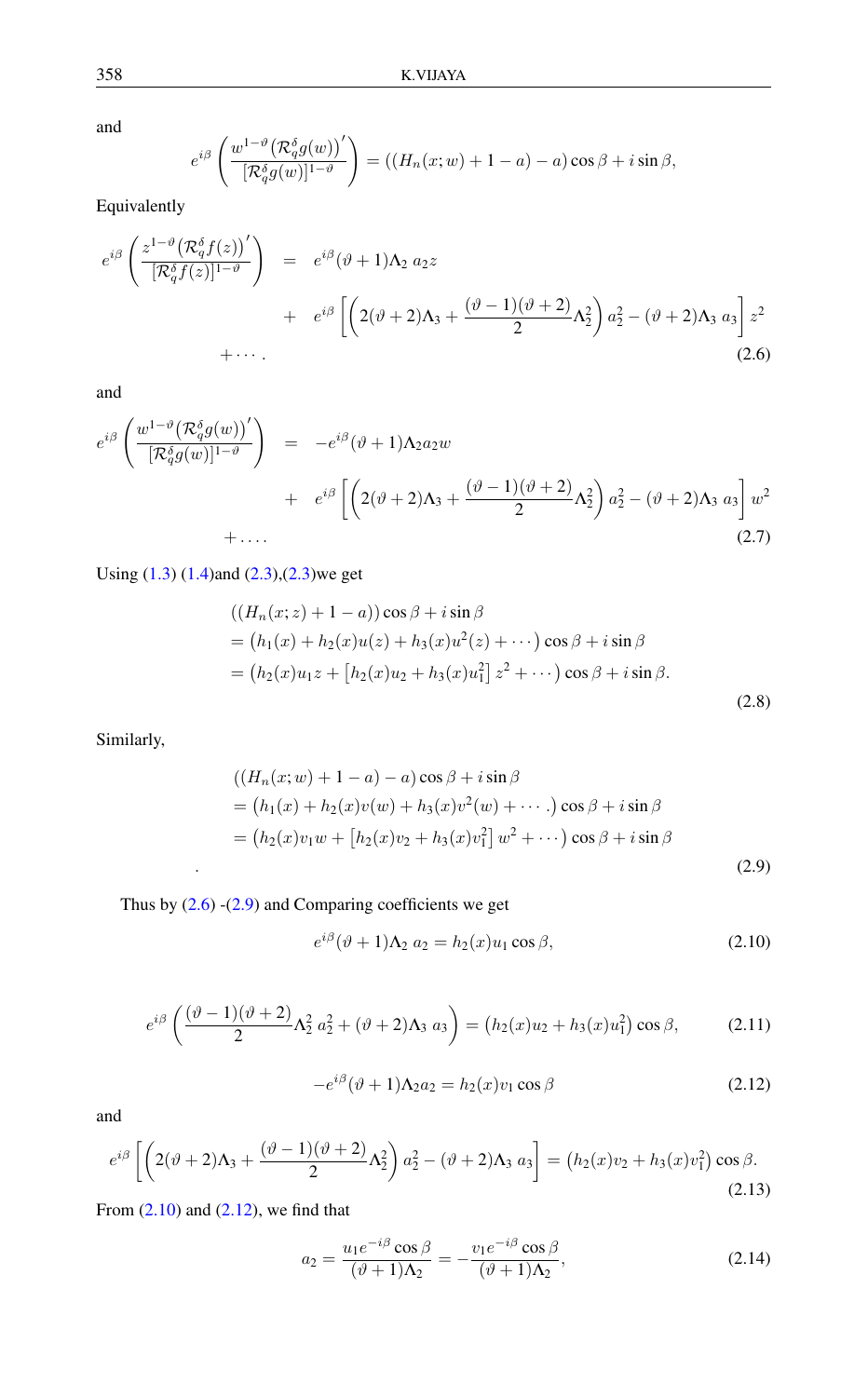and

$$e^{i\beta}\left(\frac{w^{1-\vartheta}\left(\mathcal{R}_q^{\delta}g(w)\right)'}{[\mathcal{R}_q^{\delta}g(w)]^{1-\vartheta}}\right)=((H_n(x;w)+1-a)-a)\cos\beta+i\sin\beta,$$

Equivalently

$$\begin{aligned}
e^{i\beta}\left(\frac{z^{1-\vartheta}\left(\mathcal{R}_q^{\delta}f(z)\right)'}{[\mathcal{R}_q^{\delta}f(z)]^{1-\vartheta}}\right) &= e^{i\beta}(\vartheta+1)\Lambda_2\ a_2 z \\
&+\ e^{i\beta}\left[\left(2(\vartheta+2)\Lambda_3+\frac{(\vartheta-1)(\vartheta+2)}{2}\Lambda_2^2\right)a_2^2-(\vartheta+2)\Lambda_3\ a_3\right]z^2 \\
&+\cdots .
\end{aligned} \tag{2.6}$$

and

$$\begin{aligned}
e^{i\beta}\left(\frac{w^{1-\vartheta}\left(\mathcal{R}_q^{\delta}g(w)\right)'}{[\mathcal{R}_q^{\delta}g(w)]^{1-\vartheta}}\right) &= -e^{i\beta}(\vartheta+1)\Lambda_2 a_2 w \\
&+\ e^{i\beta}\left[\left(2(\vartheta+2)\Lambda_3+\frac{(\vartheta-1)(\vartheta+2)}{2}\Lambda_2^2\right)a_2^2-(\vartheta+2)\Lambda_3\ a_3\right]w^2 \\
&+\cdots .
\end{aligned} \tag{2.7}$$

Using (1.3) (1.4)and (2.3),(2.3)we get

$$\begin{aligned}
&((H_n(x;z)+1-a))\cos\beta+i\sin\beta \\
&=\left(h_1(x)+h_2(x)u(z)+h_3(x)u^2(z)+\cdots\right)\cos\beta+i\sin\beta \\
&=\left(h_2(x)u_1 z+\left[h_2(x)u_2+h_3(x)u_1^2\right]z^2+\cdots\right)\cos\beta+i\sin\beta.
\end{aligned} \tag{2.8}$$

Similarly,

$$\begin{aligned}
&((H_n(x;w)+1-a)-a)\cos\beta+i\sin\beta \\
&=\left(h_1(x)+h_2(x)v(w)+h_3(x)v^2(w)+\cdots.\right)\cos\beta+i\sin\beta \\
&=\left(h_2(x)v_1 w+\left[h_2(x)v_2+h_3(x)v_1^2\right]w^2+\cdots\right)\cos\beta+i\sin\beta \\
&.
\end{aligned} \tag{2.9}$$

Thus by (2.6) -(2.9) and Comparing coefficients we get

$$e^{i\beta}(\vartheta+1)\Lambda_2\ a_2=h_2(x)u_1\cos\beta, \tag{2.10}$$

$$e^{i\beta}\left(\frac{(\vartheta-1)(\vartheta+2)}{2}\Lambda_2^2\ a_2^2+(\vartheta+2)\Lambda_3\ a_3\right)=\left(h_2(x)u_2+h_3(x)u_1^2\right)\cos\beta, \tag{2.11}$$

$$-e^{i\beta}(\vartheta+1)\Lambda_2 a_2=h_2(x)v_1\cos\beta \tag{2.12}$$

and

$$e^{i\beta}\left[\left(2(\vartheta+2)\Lambda_3+\frac{(\vartheta-1)(\vartheta+2)}{2}\Lambda_2^2\right)a_2^2-(\vartheta+2)\Lambda_3\ a_3\right]=\left(h_2(x)v_2+h_3(x)v_1^2\right)\cos\beta. \tag{2.13}$$

From (2.10) and (2.12), we find that

$$a_2=\frac{u_1e^{-i\beta}\cos\beta}{(\vartheta+1)\Lambda_2}=-\frac{v_1e^{-i\beta}\cos\beta}{(\vartheta+1)\Lambda_2}, \tag{2.14}$$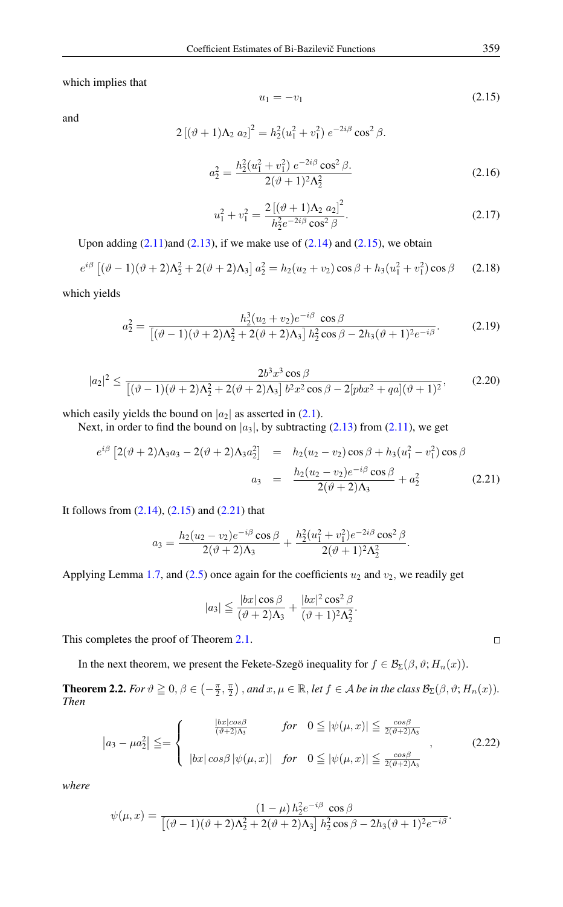which implies that

$$u_1 = -v_1 \tag{2.15}$$

and

$$2\left[(\vartheta+1)\Lambda_2\ a_2\right]^2 = h_2^2(u_1^2+v_1^2)\ e^{-2i\beta}\cos^2\beta.$$

$$a_2^2 = \frac{h_2^2(u_1^2+v_1^2)\ e^{-2i\beta}\cos^2\beta.}{2(\vartheta+1)^2\Lambda_2^2} \tag{2.16}$$

$$u_1^2+v_1^2 = \frac{2\left[(\vartheta+1)\Lambda_2\ a_2\right]^2}{h_2^2 e^{-2i\beta}\cos^2\beta}. \tag{2.17}$$

Upon adding (2.11)and (2.13), if we make use of (2.14) and (2.15), we obtain

$$e^{i\beta}\left[(\vartheta-1)(\vartheta+2)\Lambda_2^2+2(\vartheta+2)\Lambda_3\right]a_2^2 = h_2(u_2+v_2)\cos\beta + h_3(u_1^2+v_1^2)\cos\beta \tag{2.18}$$

which yields

$$a_2^2 = \frac{h_2^3(u_2+v_2)e^{-i\beta}\ \cos\beta}{\left[(\vartheta-1)(\vartheta+2)\Lambda_2^2+2(\vartheta+2)\Lambda_3\right]h_2^2\cos\beta - 2h_3(\vartheta+1)^2e^{-i\beta}}. \tag{2.19}$$

$$|a_2|^2 \leq \frac{2b^3x^3\cos\beta}{\left[(\vartheta-1)(\vartheta+2)\Lambda_2^2+2(\vartheta+2)\Lambda_3\right]b^2x^2\cos\beta - 2[pbx^2+qa](\vartheta+1)^2}, \tag{2.20}$$

which easily yields the bound on $|a_2|$ as asserted in (2.1).

Next, in order to find the bound on $|a_3|$, by subtracting (2.13) from (2.11), we get

$$\begin{aligned} e^{i\beta}\left[2(\vartheta+2)\Lambda_3 a_3 - 2(\vartheta+2)\Lambda_3 a_2^2\right] &= h_2(u_2-v_2)\cos\beta + h_3(u_1^2-v_1^2)\cos\beta \\ a_3 &= \frac{h_2(u_2-v_2)e^{-i\beta}\cos\beta}{2(\vartheta+2)\Lambda_3} + a_2^2 \end{aligned} \tag{2.21}$$

It follows from (2.14), (2.15) and (2.21) that

$$a_3 = \frac{h_2(u_2-v_2)e^{-i\beta}\cos\beta}{2(\vartheta+2)\Lambda_3} + \frac{h_2^2(u_1^2+v_1^2)e^{-2i\beta}\cos^2\beta}{2(\vartheta+1)^2\Lambda_2^2}.$$

Applying Lemma 1.7, and (2.5) once again for the coefficients $u_2$ and $v_2$, we readily get

$$|a_3| \leqq \frac{|bx|\cos\beta}{(\vartheta+2)\Lambda_3} + \frac{|bx|^2\cos^2\beta}{(\vartheta+1)^2\Lambda_2^2}.$$

This completes the proof of Theorem 2.1. ∎

In the next theorem, we present the Fekete-Szegö inequality for $f \in \mathcal{B}_\Sigma(\beta,\vartheta;H_n(x))$.

**Theorem 2.2.** *For $\vartheta \geqq 0, \beta \in \left(-\frac{\pi}{2},\frac{\pi}{2}\right)$, and $x,\mu \in \mathbb{R}$, let $f \in \mathcal{A}$ be in the class $\mathcal{B}_\Sigma(\beta,\vartheta;H_n(x))$. Then*

$$\left|a_3-\mu a_2^2\right| \leqq = \begin{cases} \frac{|bx|cos\beta}{(\vartheta+2)\Lambda_3} & for \quad 0 \leqq |\psi(\mu,x)| \leqq \frac{cos\beta}{2(\vartheta+2)\Lambda_3} \\ |bx|\,cos\beta\,|\psi(\mu,x)| & for \quad 0 \leqq |\psi(\mu,x)| \leqq \frac{cos\beta}{2(\vartheta+2)\Lambda_3} \end{cases}, \tag{2.22}$$

*where*

$$\psi(\mu,x) = \frac{(1-\mu)\,h_2^2e^{-i\beta}\ \cos\beta}{\left[(\vartheta-1)(\vartheta+2)\Lambda_2^2+2(\vartheta+2)\Lambda_3\right]h_2^2\cos\beta - 2h_3(\vartheta+1)^2e^{-i\beta}}.$$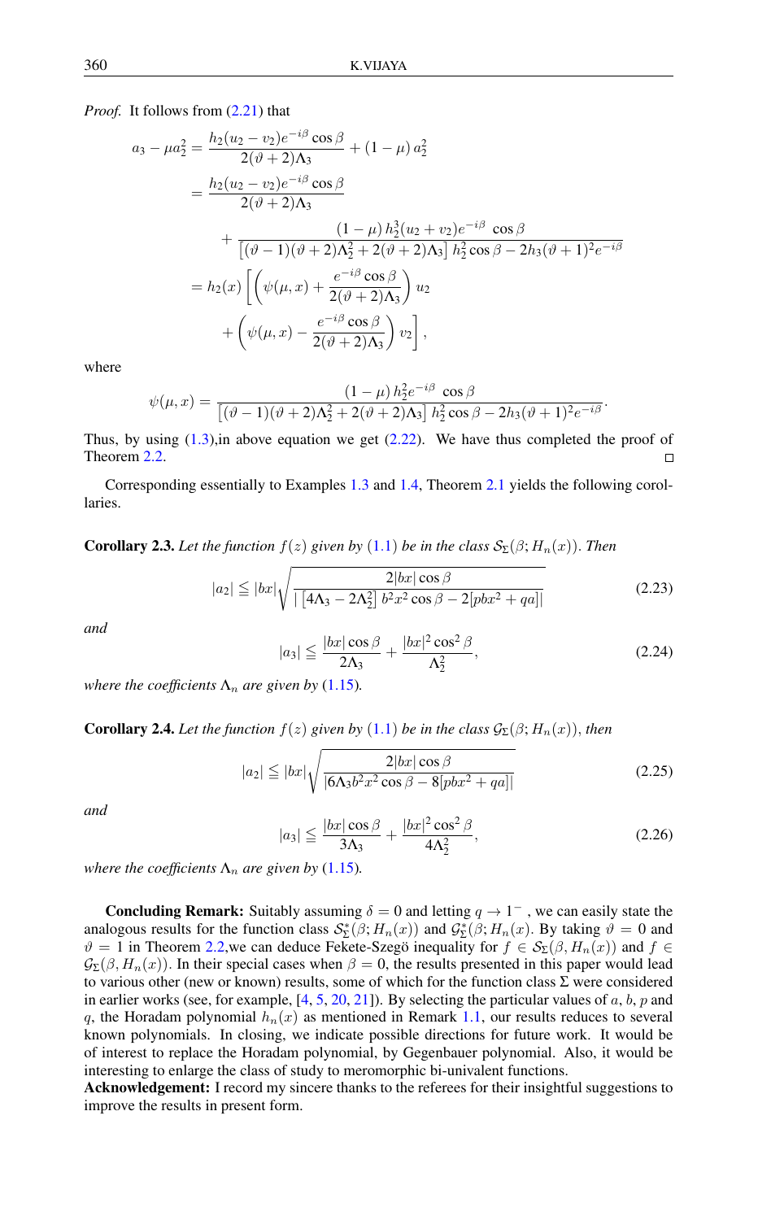*Proof.* It follows from (2.21) that

$$
\begin{aligned}
a_3 - \mu a_2^2 &= \frac{h_2(u_2 - v_2)e^{-i\beta}\cos\beta}{2(\vartheta+2)\Lambda_3} + (1-\mu)\, a_2^2 \\
&= \frac{h_2(u_2 - v_2)e^{-i\beta}\cos\beta}{2(\vartheta+2)\Lambda_3} \\
&\quad + \frac{(1-\mu)\, h_2^3(u_2+v_2)e^{-i\beta}\ \cos\beta}{\left[(\vartheta-1)(\vartheta+2)\Lambda_2^2 + 2(\vartheta+2)\Lambda_3\right] h_2^2\cos\beta - 2h_3(\vartheta+1)^2 e^{-i\beta}} \\
&= h_2(x)\left[\left(\psi(\mu,x) + \frac{e^{-i\beta}\cos\beta}{2(\vartheta+2)\Lambda_3}\right) u_2 \right. \\
&\quad \left. + \left(\psi(\mu,x) - \frac{e^{-i\beta}\cos\beta}{2(\vartheta+2)\Lambda_3}\right) v_2\right],
\end{aligned}
$$

where

$$
\psi(\mu,x) = \frac{(1-\mu)\, h_2^2 e^{-i\beta}\ \cos\beta}{\left[(\vartheta-1)(\vartheta+2)\Lambda_2^2 + 2(\vartheta+2)\Lambda_3\right] h_2^2\cos\beta - 2h_3(\vartheta+1)^2 e^{-i\beta}}.
$$

Thus, by using (1.3),in above equation we get (2.22). We have thus completed the proof of Theorem 2.2. □

Corresponding essentially to Examples 1.3 and 1.4, Theorem 2.1 yields the following corollaries.

**Corollary 2.3.** *Let the function $f(z)$ given by (1.1) be in the class $\mathcal{S}_\Sigma(\beta; H_n(x))$. Then*

$$
|a_2| \leqq |bx|\sqrt{\frac{2|bx|\cos\beta}{\left|\left[4\Lambda_3 - 2\Lambda_2^2\right] b^2x^2\cos\beta - 2[pbx^2+qa]\right|}} \tag{2.23}
$$

*and*

$$
|a_3| \leqq \frac{|bx|\cos\beta}{2\Lambda_3} + \frac{|bx|^2\cos^2\beta}{\Lambda_2^2}, \tag{2.24}
$$

*where the coefficients $\Lambda_n$ are given by (1.15).*

**Corollary 2.4.** *Let the function $f(z)$ given by (1.1) be in the class $\mathcal{G}_\Sigma(\beta; H_n(x))$, then*

$$
|a_2| \leqq |bx|\sqrt{\frac{2|bx|\cos\beta}{|6\Lambda_3 b^2x^2\cos\beta - 8[pbx^2+qa]|}} \tag{2.25}
$$

*and*

$$
|a_3| \leqq \frac{|bx|\cos\beta}{3\Lambda_3} + \frac{|bx|^2\cos^2\beta}{4\Lambda_2^2}, \tag{2.26}
$$

*where the coefficients $\Lambda_n$ are given by (1.15).*

**Concluding Remark:** Suitably assuming $\delta = 0$ and letting $q \to 1^-$ , we can easily state the analogous results for the function class $\mathcal{S}^*_\Sigma(\beta; H_n(x))$ and $\mathcal{G}^*_\Sigma(\beta; H_n(x)$. By taking $\vartheta = 0$ and $\vartheta = 1$ in Theorem 2.2,we can deduce Fekete-Szegö inequality for $f \in \mathcal{S}_\Sigma(\beta, H_n(x))$ and $f \in \mathcal{G}_\Sigma(\beta, H_n(x))$. In their special cases when $\beta = 0$, the results presented in this paper would lead to various other (new or known) results, some of which for the function class $\Sigma$ were considered in earlier works (see, for example, [4, 5, 20, 21]). By selecting the particular values of $a$, $b$, $p$ and $q$, the Horadam polynomial $h_n(x)$ as mentioned in Remark 1.1, our results reduces to several known polynomials. In closing, we indicate possible directions for future work. It would be of interest to replace the Horadam polynomial, by Gegenbauer polynomial. Also, it would be interesting to enlarge the class of study to meromorphic bi-univalent functions.

**Acknowledgement:** I record my sincere thanks to the referees for their insightful suggestions to improve the results in present form.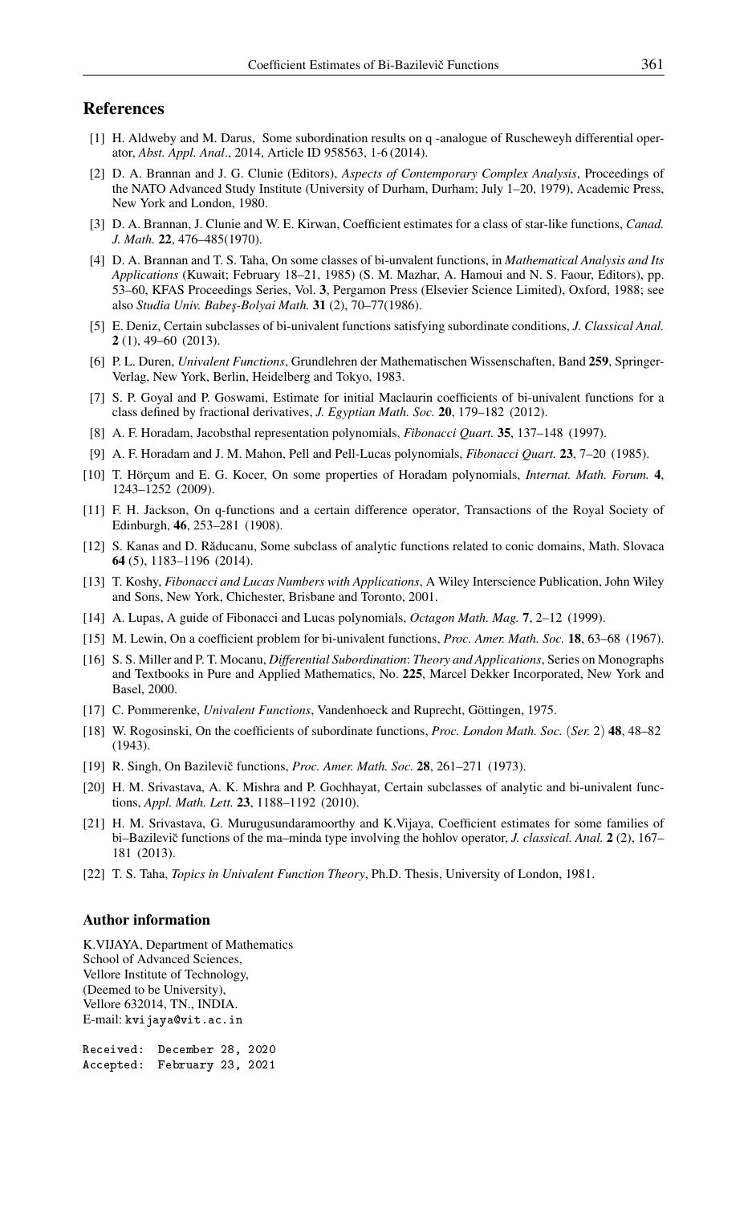## References

[1] H. Aldweby and M. Darus, Some subordination results on q -analogue of Ruscheweyh differential operator, *Abst. Appl. Anal*., 2014, Article ID 958563, 1-6 (2014).

[2] D. A. Brannan and J. G. Clunie (Editors), *Aspects of Contemporary Complex Analysis*, Proceedings of the NATO Advanced Study Institute (University of Durham, Durham; July 1–20, 1979), Academic Press, New York and London, 1980.

[3] D. A. Brannan, J. Clunie and W. E. Kirwan, Coefficient estimates for a class of star-like functions, *Canad. J. Math.* **22**, 476–485(1970).

[4] D. A. Brannan and T. S. Taha, On some classes of bi-unvalent functions, in *Mathematical Analysis and Its Applications* (Kuwait; February 18–21, 1985) (S. M. Mazhar, A. Hamoui and N. S. Faour, Editors), pp. 53–60, KFAS Proceedings Series, Vol. **3**, Pergamon Press (Elsevier Science Limited), Oxford, 1988; see also *Studia Univ. Babeş-Bolyai Math.* **31** (2), 70–77(1986).

[5] E. Deniz, Certain subclasses of bi-univalent functions satisfying subordinate conditions, *J. Classical Anal.* **2** (1), 49–60 (2013).

[6] P. L. Duren, *Univalent Functions*, Grundlehren der Mathematischen Wissenschaften, Band **259**, Springer-Verlag, New York, Berlin, Heidelberg and Tokyo, 1983.

[7] S. P. Goyal and P. Goswami, Estimate for initial Maclaurin coefficients of bi-univalent functions for a class defined by fractional derivatives, *J. Egyptian Math. Soc.* **20**, 179–182 (2012).

[8] A. F. Horadam, Jacobsthal representation polynomials, *Fibonacci Quart.* **35**, 137–148 (1997).

[9] A. F. Horadam and J. M. Mahon, Pell and Pell-Lucas polynomials, *Fibonacci Quart.* **23**, 7–20 (1985).

[10] T. Hörçum and E. G. Kocer, On some properties of Horadam polynomials, *Internat. Math. Forum.* **4**, 1243–1252 (2009).

[11] F. H. Jackson, On q-functions and a certain difference operator, Transactions of the Royal Society of Edinburgh, **46**, 253–281 (1908).

[12] S. Kanas and D. Răducanu, Some subclass of analytic functions related to conic domains, Math. Slovaca **64** (5), 1183–1196 (2014).

[13] T. Koshy, *Fibonacci and Lucas Numbers with Applications*, A Wiley Interscience Publication, John Wiley and Sons, New York, Chichester, Brisbane and Toronto, 2001.

[14] A. Lupas, A guide of Fibonacci and Lucas polynomials, *Octagon Math. Mag.* **7**, 2–12 (1999).

[15] M. Lewin, On a coefficient problem for bi-univalent functions, *Proc. Amer. Math. Soc.* **18**, 63–68 (1967).

[16] S. S. Miller and P. T. Mocanu, *Differential Subordination*: *Theory and Applications*, Series on Monographs and Textbooks in Pure and Applied Mathematics, No. **225**, Marcel Dekker Incorporated, New York and Basel, 2000.

[17] C. Pommerenke, *Univalent Functions*, Vandenhoeck and Ruprecht, Göttingen, 1975.

[18] W. Rogosinski, On the coefficients of subordinate functions, *Proc. London Math. Soc.* (*Ser.* 2) **48**, 48–82 (1943).

[19] R. Singh, On Bazilevič functions, *Proc. Amer. Math. Soc.* **28**, 261–271 (1973).

[20] H. M. Srivastava, A. K. Mishra and P. Gochhayat, Certain subclasses of analytic and bi-univalent functions, *Appl. Math. Lett.* **23**, 1188–1192 (2010).

[21] H. M. Srivastava, G. Murugusundaramoorthy and K.Vijaya, Coefficient estimates for some families of bi–Bazilevič functions of the ma–minda type involving the hohlov operator, *J. classical. Anal.* **2** (2), 167–181 (2013).

[22] T. S. Taha, *Topics in Univalent Function Theory*, Ph.D. Thesis, University of London, 1981.

### Author information

K.VIJAYA, Department of Mathematics
School of Advanced Sciences,
Vellore Institute of Technology,
(Deemed to be University),
Vellore 632014, TN., INDIA.
E-mail: kvijaya@vit.ac.in

Received: December 28, 2020
Accepted: February 23, 2021